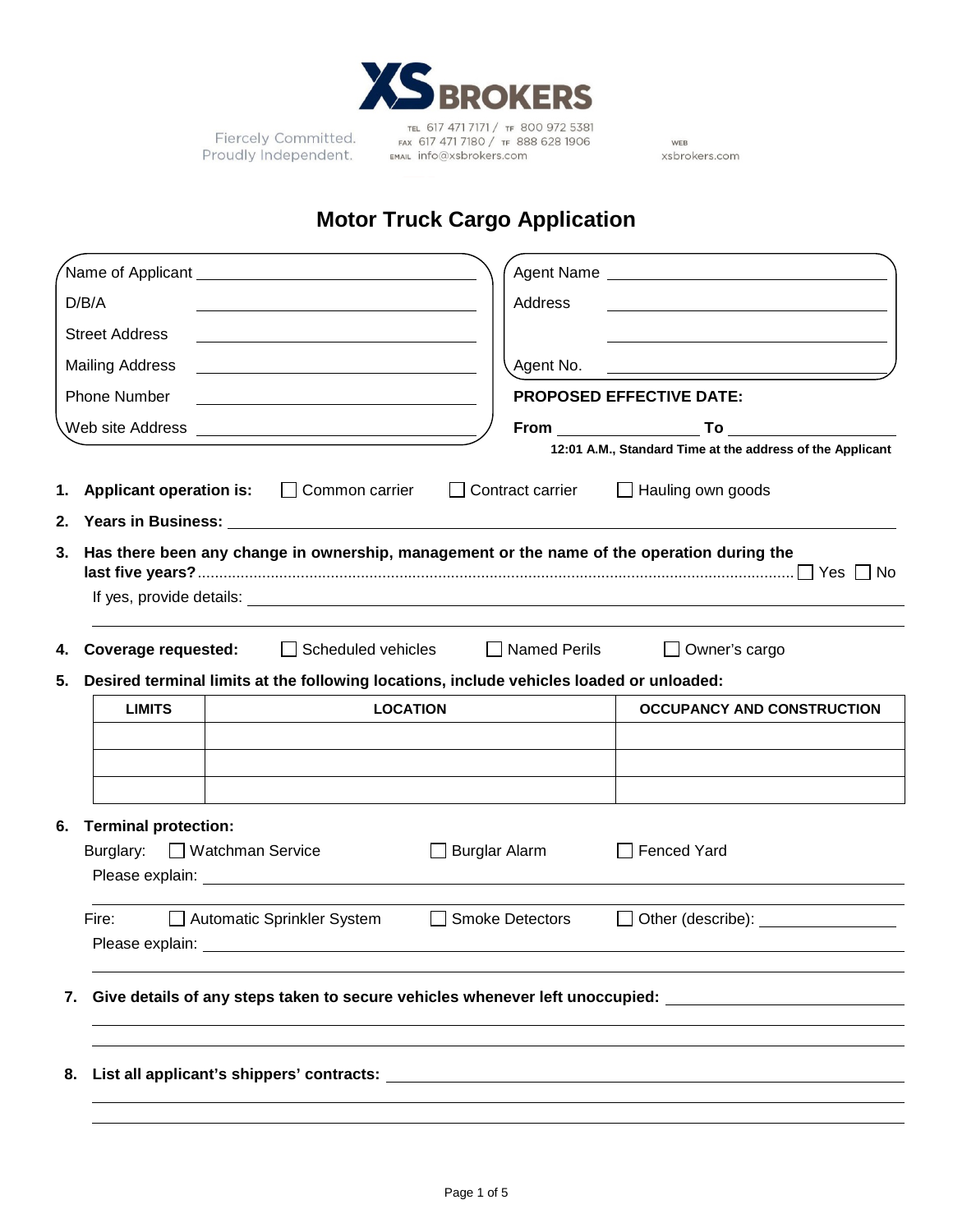XS BROKERS

Fiercely Committed.
Proudly Independent.

TEL 617 471 7171 / TF 800 972 5381
FAX 617 471 7180 / TF 888 628 1906
EMAIL info@xsbrokers.com

WEB
xsbrokers.com

# Motor Truck Cargo Application

Name of Applicant \_\_\_\_\_\_\_\_\_\_\_\_\_\_\_\_\_\_\_\_

D/B/A \_\_\_\_\_\_\_\_\_\_\_\_\_\_\_\_\_\_\_\_

Street Address \_\_\_\_\_\_\_\_\_\_\_\_\_\_\_\_\_\_\_\_

Mailing Address \_\_\_\_\_\_\_\_\_\_\_\_\_\_\_\_\_\_\_\_

Phone Number \_\_\_\_\_\_\_\_\_\_\_\_\_\_\_\_\_\_\_\_

Web site Address \_\_\_\_\_\_\_\_\_\_\_\_\_\_\_\_\_\_\_\_

Agent Name \_\_\_\_\_\_\_\_\_\_\_\_\_\_\_\_\_\_\_\_

Address \_\_\_\_\_\_\_\_\_\_\_\_\_\_\_\_\_\_\_\_

Agent No. \_\_\_\_\_\_\_\_\_\_\_\_\_\_\_\_\_\_\_\_

**PROPOSED EFFECTIVE DATE:**

**From** \_\_\_\_\_\_\_\_\_\_ **To** \_\_\_\_\_\_\_\_\_\_

**12:01 A.M., Standard Time at the address of the Applicant**

1. **Applicant operation is:** ☐ Common carrier ☐ Contract carrier ☐ Hauling own goods
2. **Years in Business:** \_\_\_\_\_\_\_\_\_\_\_\_\_\_\_\_\_\_\_\_
3. **Has there been any change in ownership, management or the name of the operation during the last five years?**........ ☐ Yes ☐ No

   If yes, provide details: \_\_\_\_\_\_\_\_\_\_\_\_\_\_\_\_\_\_\_\_

4. **Coverage requested:** ☐ Scheduled vehicles ☐ Named Perils ☐ Owner's cargo
5. **Desired terminal limits at the following locations, include vehicles loaded or unloaded:**

| LIMITS | LOCATION | OCCUPANCY AND CONSTRUCTION |
|---|---|---|
| | | |
| | | |
| | | |

6. **Terminal protection:**

   Burglary: ☐ Watchman Service ☐ Burglar Alarm ☐ Fenced Yard

   Please explain: \_\_\_\_\_\_\_\_\_\_\_\_\_\_\_\_\_\_\_\_

   Fire: ☐ Automatic Sprinkler System ☐ Smoke Detectors ☐ Other (describe): \_\_\_\_\_\_\_\_\_\_

   Please explain: \_\_\_\_\_\_\_\_\_\_\_\_\_\_\_\_\_\_\_\_

7. **Give details of any steps taken to secure vehicles whenever left unoccupied:** \_\_\_\_\_\_\_\_\_\_\_\_\_\_\_\_\_\_\_\_

8. **List all applicant's shippers' contracts:** \_\_\_\_\_\_\_\_\_\_\_\_\_\_\_\_\_\_\_\_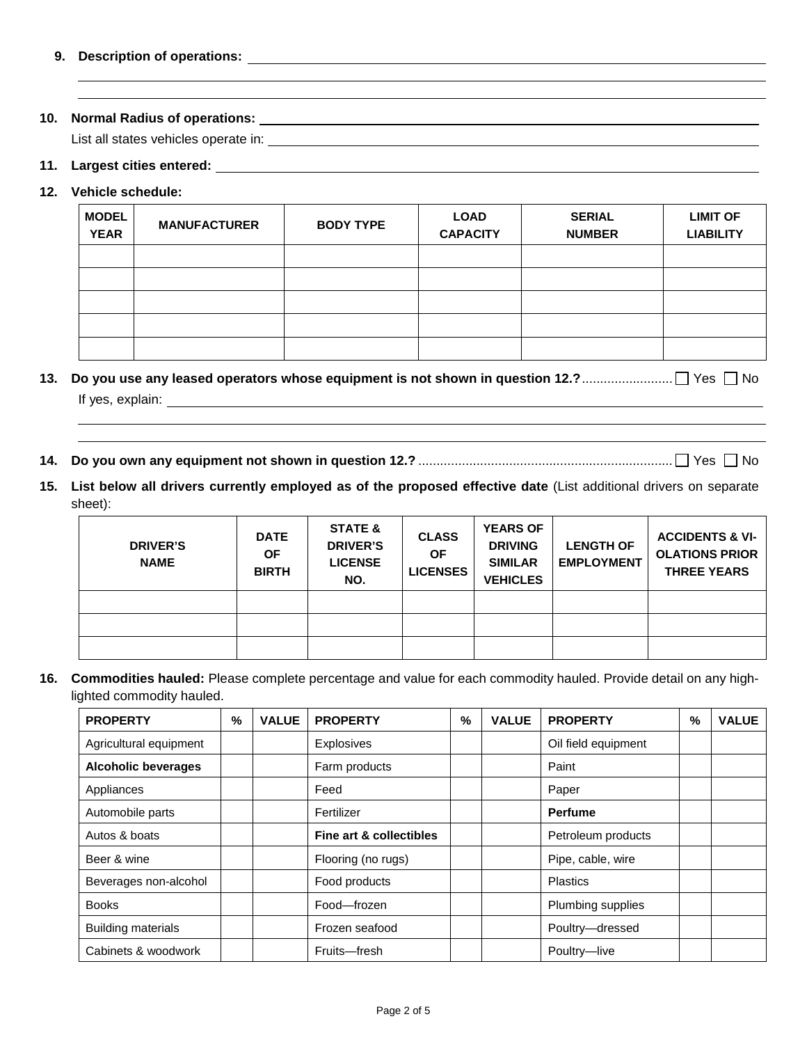**9. Description of operations:** ______________________________________________

______________________________________________

______________________________________________

**10. Normal Radius of operations:** ______________________________________________

List all states vehicles operate in: ______________________________________________

**11. Largest cities entered:** ______________________________________________

**12. Vehicle schedule:**

| MODEL YEAR | MANUFACTURER | BODY TYPE | LOAD CAPACITY | SERIAL NUMBER | LIMIT OF LIABILITY |
|---|---|---|---|---|---|
| | | | | | |
| | | | | | |
| | | | | | |
| | | | | | |
| | | | | | |

**13. Do you use any leased operators whose equipment is not shown in question 12.?** ........................ ☐ Yes ☐ No

If yes, explain: ______________________________________________

______________________________________________

______________________________________________

**14. Do you own any equipment not shown in question 12.?** ..................................................................... ☐ Yes ☐ No

**15. List below all drivers currently employed as of the proposed effective date** (List additional drivers on separate sheet):

| DRIVER'S NAME | DATE OF BIRTH | STATE & DRIVER'S LICENSE NO. | CLASS OF LICENSES | YEARS OF DRIVING SIMILAR VEHICLES | LENGTH OF EMPLOYMENT | ACCIDENTS & VIOLATIONS PRIOR THREE YEARS |
|---|---|---|---|---|---|---|
| | | | | | | |
| | | | | | | |
| | | | | | | |

**16. Commodities hauled:** Please complete percentage and value for each commodity hauled. Provide detail on any highlighted commodity hauled.

| PROPERTY | % | VALUE | PROPERTY | % | VALUE | PROPERTY | % | VALUE |
|---|---|---|---|---|---|---|---|---|
| Agricultural equipment | | | Explosives | | | Oil field equipment | | |
| **Alcoholic beverages** | | | Farm products | | | Paint | | |
| Appliances | | | Feed | | | Paper | | |
| Automobile parts | | | Fertilizer | | | **Perfume** | | |
| Autos & boats | | | **Fine art & collectibles** | | | Petroleum products | | |
| Beer & wine | | | Flooring (no rugs) | | | Pipe, cable, wire | | |
| Beverages non-alcohol | | | Food products | | | Plastics | | |
| Books | | | Food—frozen | | | Plumbing supplies | | |
| Building materials | | | Frozen seafood | | | Poultry—dressed | | |
| Cabinets & woodwork | | | Fruits—fresh | | | Poultry—live | | |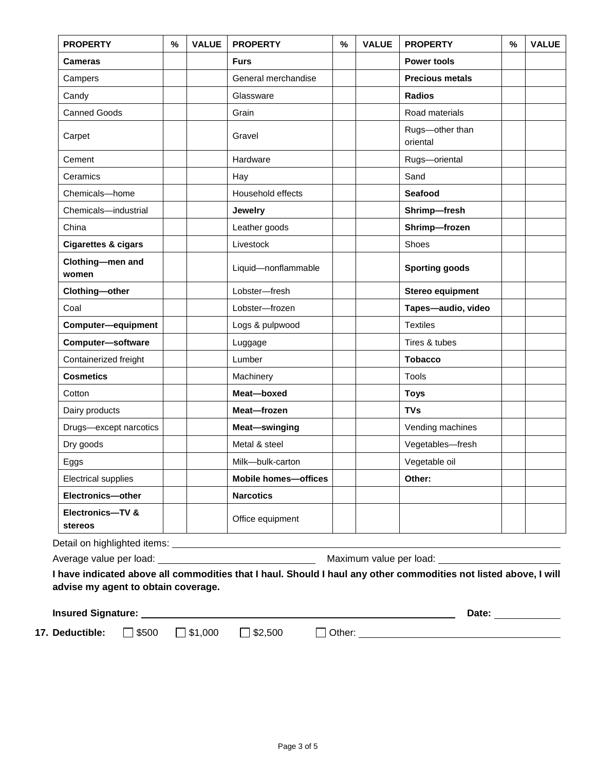| PROPERTY | % | VALUE | PROPERTY | % | VALUE | PROPERTY | % | VALUE |
|---|---|---|---|---|---|---|---|---|
| **Cameras** | | | **Furs** | | | **Power tools** | | |
| Campers | | | General merchandise | | | **Precious metals** | | |
| Candy | | | Glassware | | | **Radios** | | |
| Canned Goods | | | Grain | | | Road materials | | |
| Carpet | | | Gravel | | | Rugs—other than oriental | | |
| Cement | | | Hardware | | | Rugs—oriental | | |
| Ceramics | | | Hay | | | Sand | | |
| Chemicals—home | | | Household effects | | | **Seafood** | | |
| Chemicals—industrial | | | **Jewelry** | | | **Shrimp—fresh** | | |
| China | | | Leather goods | | | **Shrimp—frozen** | | |
| **Cigarettes & cigars** | | | Livestock | | | Shoes | | |
| **Clothing—men and women** | | | Liquid—nonflammable | | | **Sporting goods** | | |
| **Clothing—other** | | | Lobster—fresh | | | **Stereo equipment** | | |
| Coal | | | Lobster—frozen | | | **Tapes—audio, video** | | |
| **Computer—equipment** | | | Logs & pulpwood | | | Textiles | | |
| **Computer—software** | | | Luggage | | | Tires & tubes | | |
| Containerized freight | | | Lumber | | | **Tobacco** | | |
| **Cosmetics** | | | Machinery | | | Tools | | |
| Cotton | | | **Meat—boxed** | | | **Toys** | | |
| Dairy products | | | **Meat—frozen** | | | **TVs** | | |
| Drugs—except narcotics | | | **Meat—swinging** | | | Vending machines | | |
| Dry goods | | | Metal & steel | | | Vegetables—fresh | | |
| Eggs | | | Milk—bulk-carton | | | Vegetable oil | | |
| Electrical supplies | | | **Mobile homes—offices** | | | **Other:** | | |
| **Electronics—other** | | | **Narcotics** | | | | | |
| **Electronics—TV & stereos** | | | Office equipment | | | | | |

Detail on highlighted items: ____________________

Average value per load: ____________________ Maximum value per load: ____________________

**I have indicated above all commodities that I haul. Should I haul any other commodities not listed above, I will advise my agent to obtain coverage.**

**Insured Signature:** ____________________ **Date:** ____________

**17. Deductible:** ☐ $500 ☐ $1,000 ☐ $2,500 ☐ Other: ____________________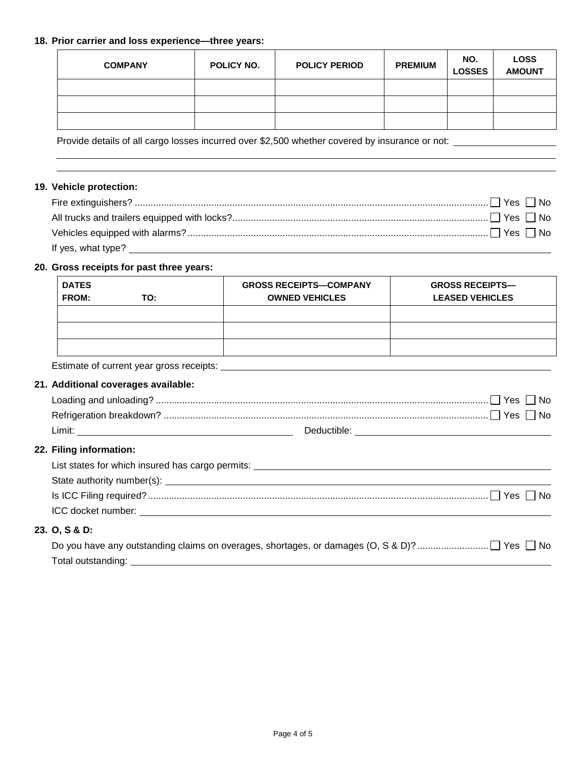**18. Prior carrier and loss experience—three years:**

| COMPANY | POLICY NO. | POLICY PERIOD | PREMIUM | NO. LOSSES | LOSS AMOUNT |
|---|---|---|---|---|---|
| | | | | | |
| | | | | | |
| | | | | | |

Provide details of all cargo losses incurred over $2,500 whether covered by insurance or not: ____________________

______________________________________________________________________________

______________________________________________________________________________

**19. Vehicle protection:**

Fire extinguishers? .......... ☐ Yes ☐ No

All trucks and trailers equipped with locks? .......... ☐ Yes ☐ No

Vehicles equipped with alarms? .......... ☐ Yes ☐ No

If yes, what type? ____________________

**20. Gross receipts for past three years:**

| DATES FROM: | TO: | GROSS RECEIPTS—COMPANY OWNED VEHICLES | GROSS RECEIPTS—LEASED VEHICLES |
|---|---|---|---|
| | | | |
| | | | |
| | | | |

Estimate of current year gross receipts: ____________________

**21. Additional coverages available:**

Loading and unloading? .......... ☐ Yes ☐ No

Refrigeration breakdown? .......... ☐ Yes ☐ No

Limit: ____________________ Deductible: ____________________

**22. Filing information:**

List states for which insured has cargo permits: ____________________

State authority number(s): ____________________

Is ICC Filing required? .......... ☐ Yes ☐ No

ICC docket number: ____________________

**23. O, S & D:**

Do you have any outstanding claims on overages, shortages, or damages (O, S & D)? .......... ☐ Yes ☐ No

Total outstanding: ____________________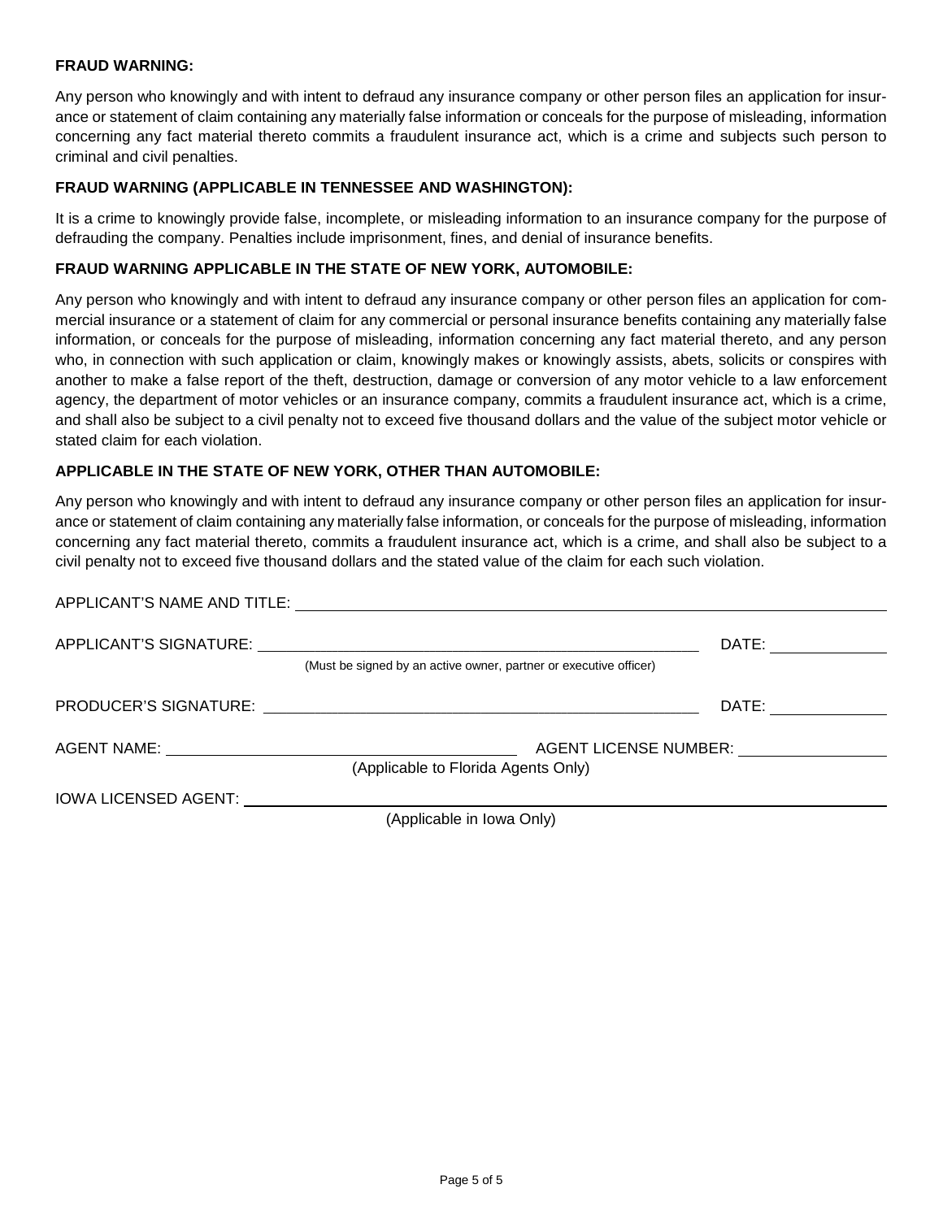**FRAUD WARNING:**

Any person who knowingly and with intent to defraud any insurance company or other person files an application for insurance or statement of claim containing any materially false information or conceals for the purpose of misleading, information concerning any fact material thereto commits a fraudulent insurance act, which is a crime and subjects such person to criminal and civil penalties.

**FRAUD WARNING (APPLICABLE IN TENNESSEE AND WASHINGTON):**

It is a crime to knowingly provide false, incomplete, or misleading information to an insurance company for the purpose of defrauding the company. Penalties include imprisonment, fines, and denial of insurance benefits.

**FRAUD WARNING APPLICABLE IN THE STATE OF NEW YORK, AUTOMOBILE:**

Any person who knowingly and with intent to defraud any insurance company or other person files an application for commercial insurance or a statement of claim for any commercial or personal insurance benefits containing any materially false information, or conceals for the purpose of misleading, information concerning any fact material thereto, and any person who, in connection with such application or claim, knowingly makes or knowingly assists, abets, solicits or conspires with another to make a false report of the theft, destruction, damage or conversion of any motor vehicle to a law enforcement agency, the department of motor vehicles or an insurance company, commits a fraudulent insurance act, which is a crime, and shall also be subject to a civil penalty not to exceed five thousand dollars and the value of the subject motor vehicle or stated claim for each violation.

**APPLICABLE IN THE STATE OF NEW YORK, OTHER THAN AUTOMOBILE:**

Any person who knowingly and with intent to defraud any insurance company or other person files an application for insurance or statement of claim containing any materially false information, or conceals for the purpose of misleading, information concerning any fact material thereto, commits a fraudulent insurance act, which is a crime, and shall also be subject to a civil penalty not to exceed five thousand dollars and the stated value of the claim for each such violation.

APPLICANT'S NAME AND TITLE: ______________________________

APPLICANT'S SIGNATURE: ______________________________ DATE: ____________

(Must be signed by an active owner, partner or executive officer)

PRODUCER'S SIGNATURE: ______________________________ DATE: ____________

AGENT NAME: ______________________________ AGENT LICENSE NUMBER: ____________

(Applicable to Florida Agents Only)

IOWA LICENSED AGENT: ______________________________

(Applicable in Iowa Only)